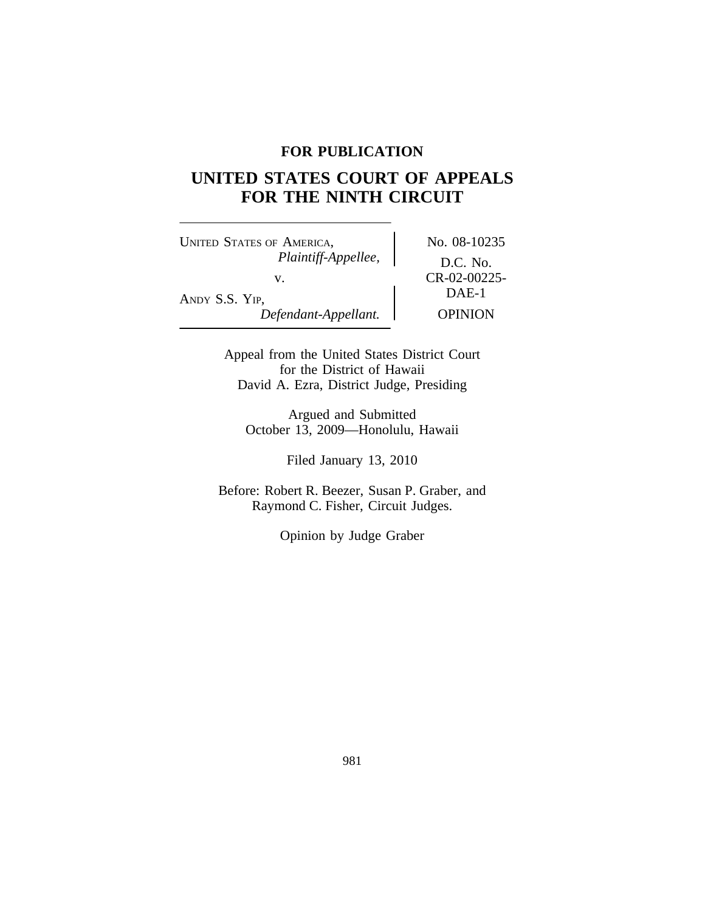**FOR PUBLICATION**

# UNITED STATES COURT OF APPEALS FOR THE NINTH CIRCUIT

| | |
|---|---|
| UNITED STATES OF AMERICA, *Plaintiff-Appellee,* v. ANDY S.S. YIP, *Defendant-Appellant.* | No. 08-10235 D.C. No. CR-02-00225-DAE-1 OPINION |

Appeal from the United States District Court
for the District of Hawaii
David A. Ezra, District Judge, Presiding

Argued and Submitted
October 13, 2009—Honolulu, Hawaii

Filed January 13, 2010

Before: Robert R. Beezer, Susan P. Graber, and
Raymond C. Fisher, Circuit Judges.

Opinion by Judge Graber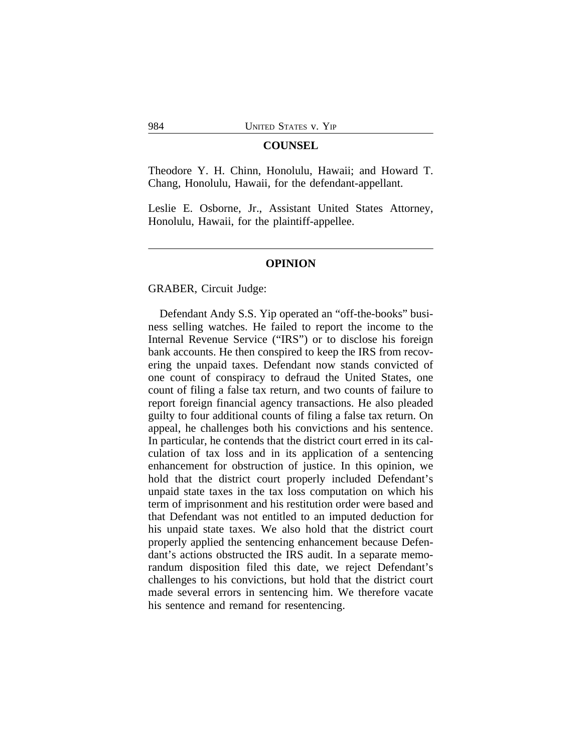## COUNSEL

Theodore Y. H. Chinn, Honolulu, Hawaii; and Howard T. Chang, Honolulu, Hawaii, for the defendant-appellant.

Leslie E. Osborne, Jr., Assistant United States Attorney, Honolulu, Hawaii, for the plaintiff-appellee.

---

## OPINION

GRABER, Circuit Judge:

Defendant Andy S.S. Yip operated an "off-the-books" business selling watches. He failed to report the income to the Internal Revenue Service ("IRS") or to disclose his foreign bank accounts. He then conspired to keep the IRS from recovering the unpaid taxes. Defendant now stands convicted of one count of conspiracy to defraud the United States, one count of filing a false tax return, and two counts of failure to report foreign financial agency transactions. He also pleaded guilty to four additional counts of filing a false tax return. On appeal, he challenges both his convictions and his sentence. In particular, he contends that the district court erred in its calculation of tax loss and in its application of a sentencing enhancement for obstruction of justice. In this opinion, we hold that the district court properly included Defendant's unpaid state taxes in the tax loss computation on which his term of imprisonment and his restitution order were based and that Defendant was not entitled to an imputed deduction for his unpaid state taxes. We also hold that the district court properly applied the sentencing enhancement because Defendant's actions obstructed the IRS audit. In a separate memorandum disposition filed this date, we reject Defendant's challenges to his convictions, but hold that the district court made several errors in sentencing him. We therefore vacate his sentence and remand for resentencing.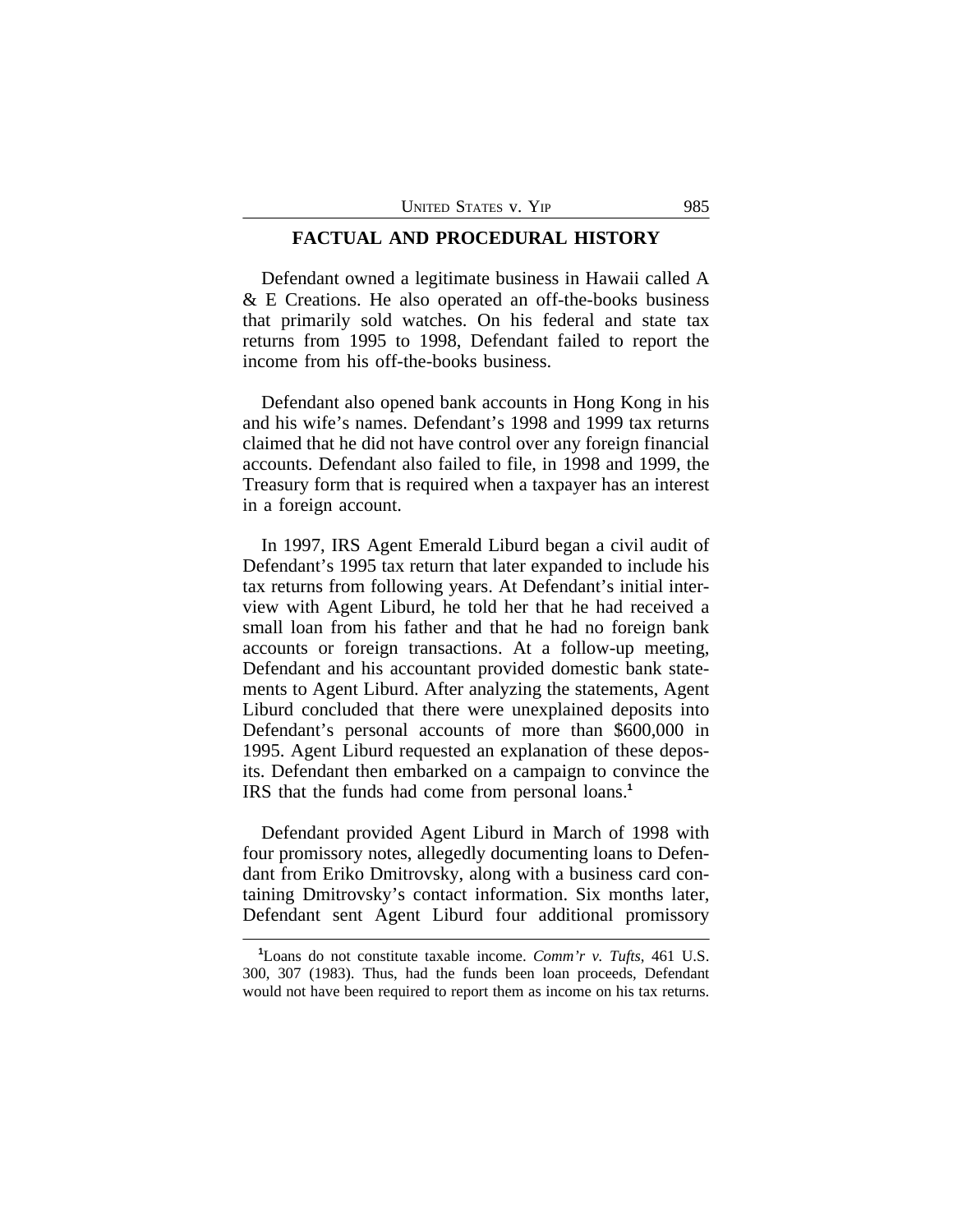## FACTUAL AND PROCEDURAL HISTORY

Defendant owned a legitimate business in Hawaii called A & E Creations. He also operated an off-the-books business that primarily sold watches. On his federal and state tax returns from 1995 to 1998, Defendant failed to report the income from his off-the-books business.

Defendant also opened bank accounts in Hong Kong in his and his wife's names. Defendant's 1998 and 1999 tax returns claimed that he did not have control over any foreign financial accounts. Defendant also failed to file, in 1998 and 1999, the Treasury form that is required when a taxpayer has an interest in a foreign account.

In 1997, IRS Agent Emerald Liburd began a civil audit of Defendant's 1995 tax return that later expanded to include his tax returns from following years. At Defendant's initial interview with Agent Liburd, he told her that he had received a small loan from his father and that he had no foreign bank accounts or foreign transactions. At a follow-up meeting, Defendant and his accountant provided domestic bank statements to Agent Liburd. After analyzing the statements, Agent Liburd concluded that there were unexplained deposits into Defendant's personal accounts of more than $600,000 in 1995. Agent Liburd requested an explanation of these deposits. Defendant then embarked on a campaign to convince the IRS that the funds had come from personal loans.[1]

Defendant provided Agent Liburd in March of 1998 with four promissory notes, allegedly documenting loans to Defendant from Eriko Dmitrovsky, along with a business card containing Dmitrovsky's contact information. Six months later, Defendant sent Agent Liburd four additional promissory

[1] Loans do not constitute taxable income. *Comm'r v. Tufts*, 461 U.S. 300, 307 (1983). Thus, had the funds been loan proceeds, Defendant would not have been required to report them as income on his tax returns.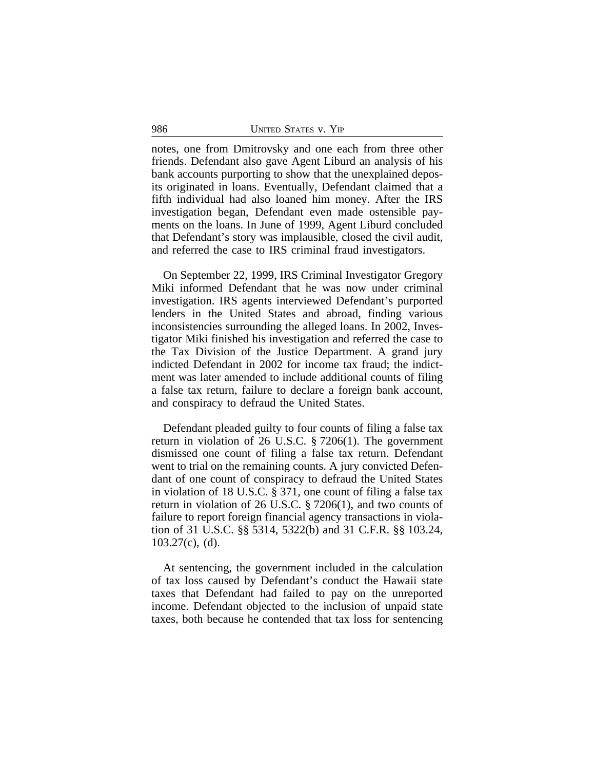notes, one from Dmitrovsky and one each from three other friends. Defendant also gave Agent Liburd an analysis of his bank accounts purporting to show that the unexplained deposits originated in loans. Eventually, Defendant claimed that a fifth individual had also loaned him money. After the IRS investigation began, Defendant even made ostensible payments on the loans. In June of 1999, Agent Liburd concluded that Defendant's story was implausible, closed the civil audit, and referred the case to IRS criminal fraud investigators.

On September 22, 1999, IRS Criminal Investigator Gregory Miki informed Defendant that he was now under criminal investigation. IRS agents interviewed Defendant's purported lenders in the United States and abroad, finding various inconsistencies surrounding the alleged loans. In 2002, Investigator Miki finished his investigation and referred the case to the Tax Division of the Justice Department. A grand jury indicted Defendant in 2002 for income tax fraud; the indictment was later amended to include additional counts of filing a false tax return, failure to declare a foreign bank account, and conspiracy to defraud the United States.

Defendant pleaded guilty to four counts of filing a false tax return in violation of 26 U.S.C. § 7206(1). The government dismissed one count of filing a false tax return. Defendant went to trial on the remaining counts. A jury convicted Defendant of one count of conspiracy to defraud the United States in violation of 18 U.S.C. § 371, one count of filing a false tax return in violation of 26 U.S.C. § 7206(1), and two counts of failure to report foreign financial agency transactions in violation of 31 U.S.C. §§ 5314, 5322(b) and 31 C.F.R. §§ 103.24, 103.27(c), (d).

At sentencing, the government included in the calculation of tax loss caused by Defendant's conduct the Hawaii state taxes that Defendant had failed to pay on the unreported income. Defendant objected to the inclusion of unpaid state taxes, both because he contended that tax loss for sentencing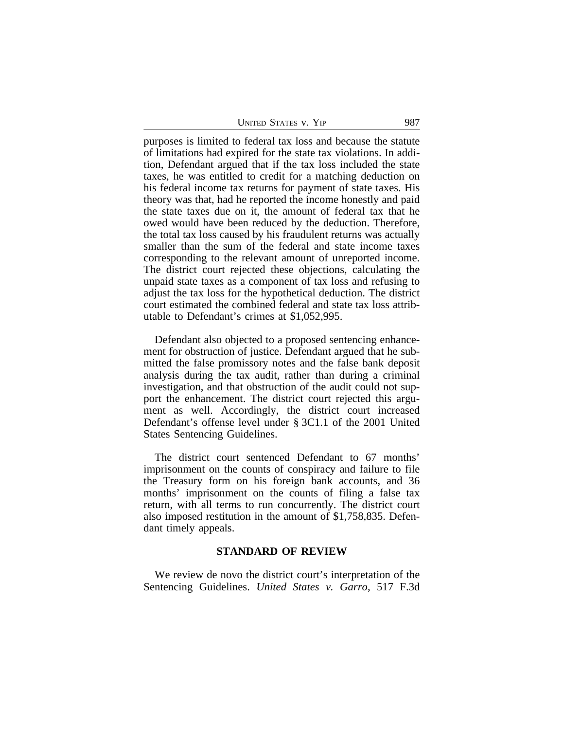purposes is limited to federal tax loss and because the statute of limitations had expired for the state tax violations. In addition, Defendant argued that if the tax loss included the state taxes, he was entitled to credit for a matching deduction on his federal income tax returns for payment of state taxes. His theory was that, had he reported the income honestly and paid the state taxes due on it, the amount of federal tax that he owed would have been reduced by the deduction. Therefore, the total tax loss caused by his fraudulent returns was actually smaller than the sum of the federal and state income taxes corresponding to the relevant amount of unreported income. The district court rejected these objections, calculating the unpaid state taxes as a component of tax loss and refusing to adjust the tax loss for the hypothetical deduction. The district court estimated the combined federal and state tax loss attributable to Defendant's crimes at $1,052,995.

Defendant also objected to a proposed sentencing enhancement for obstruction of justice. Defendant argued that he submitted the false promissory notes and the false bank deposit analysis during the tax audit, rather than during a criminal investigation, and that obstruction of the audit could not support the enhancement. The district court rejected this argument as well. Accordingly, the district court increased Defendant's offense level under § 3C1.1 of the 2001 United States Sentencing Guidelines.

The district court sentenced Defendant to 67 months' imprisonment on the counts of conspiracy and failure to file the Treasury form on his foreign bank accounts, and 36 months' imprisonment on the counts of filing a false tax return, with all terms to run concurrently. The district court also imposed restitution in the amount of $1,758,835. Defendant timely appeals.

## STANDARD OF REVIEW

We review de novo the district court's interpretation of the Sentencing Guidelines. *United States v. Garro*, 517 F.3d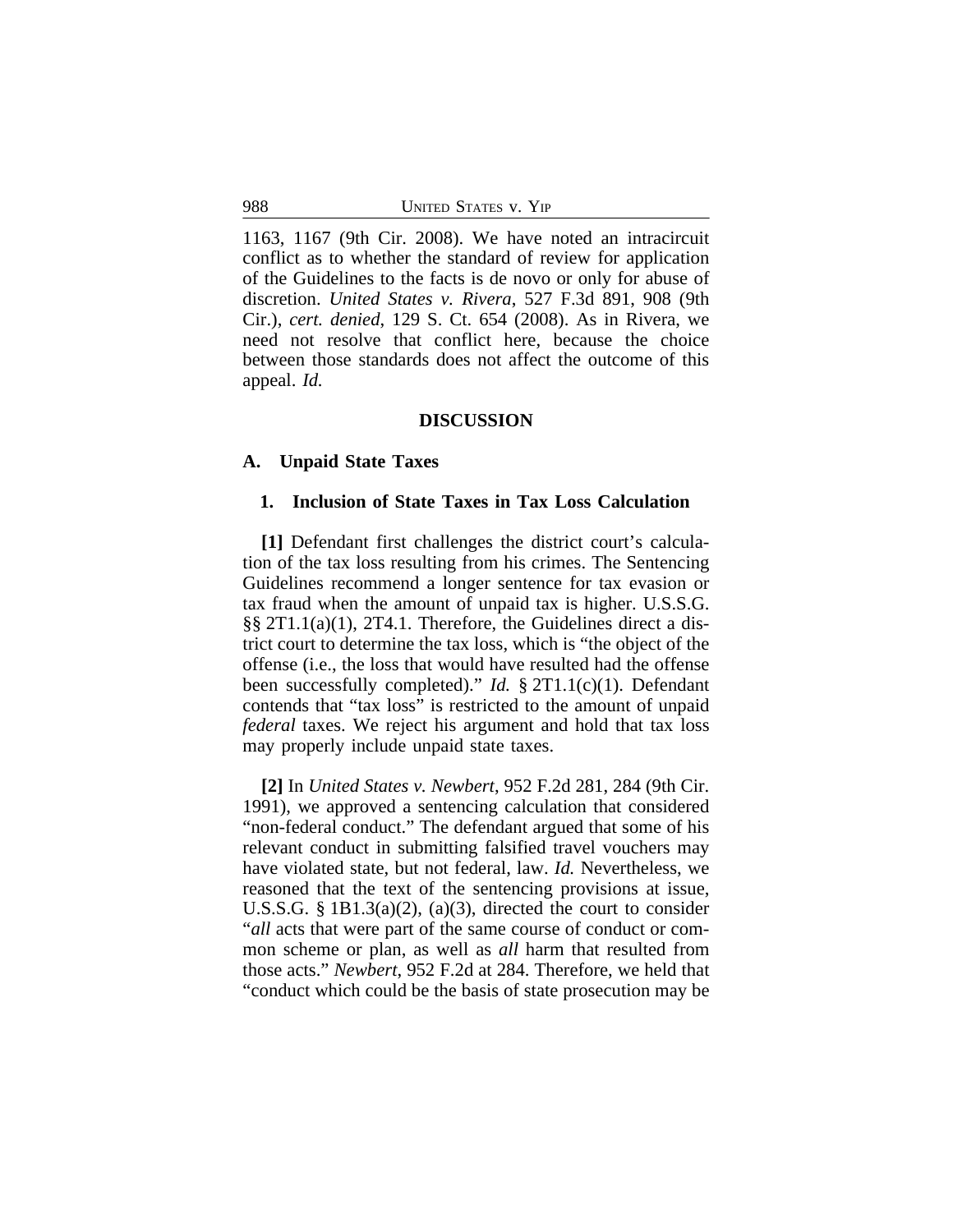1163, 1167 (9th Cir. 2008). We have noted an intracircuit conflict as to whether the standard of review for application of the Guidelines to the facts is de novo or only for abuse of discretion. *United States v. Rivera*, 527 F.3d 891, 908 (9th Cir.), *cert. denied*, 129 S. Ct. 654 (2008). As in Rivera, we need not resolve that conflict here, because the choice between those standards does not affect the outcome of this appeal. *Id.*

## DISCUSSION

### A. Unpaid State Taxes

#### 1. Inclusion of State Taxes in Tax Loss Calculation

**[1]** Defendant first challenges the district court's calculation of the tax loss resulting from his crimes. The Sentencing Guidelines recommend a longer sentence for tax evasion or tax fraud when the amount of unpaid tax is higher. U.S.S.G. §§ 2T1.1(a)(1), 2T4.1. Therefore, the Guidelines direct a district court to determine the tax loss, which is "the object of the offense (i.e., the loss that would have resulted had the offense been successfully completed)." *Id.* § 2T1.1(c)(1). Defendant contends that "tax loss" is restricted to the amount of unpaid *federal* taxes. We reject his argument and hold that tax loss may properly include unpaid state taxes.

**[2]** In *United States v. Newbert*, 952 F.2d 281, 284 (9th Cir. 1991), we approved a sentencing calculation that considered "non-federal conduct." The defendant argued that some of his relevant conduct in submitting falsified travel vouchers may have violated state, but not federal, law. *Id.* Nevertheless, we reasoned that the text of the sentencing provisions at issue, U.S.S.G. § 1B1.3(a)(2), (a)(3), directed the court to consider "*all* acts that were part of the same course of conduct or common scheme or plan, as well as *all* harm that resulted from those acts." *Newbert*, 952 F.2d at 284. Therefore, we held that "conduct which could be the basis of state prosecution may be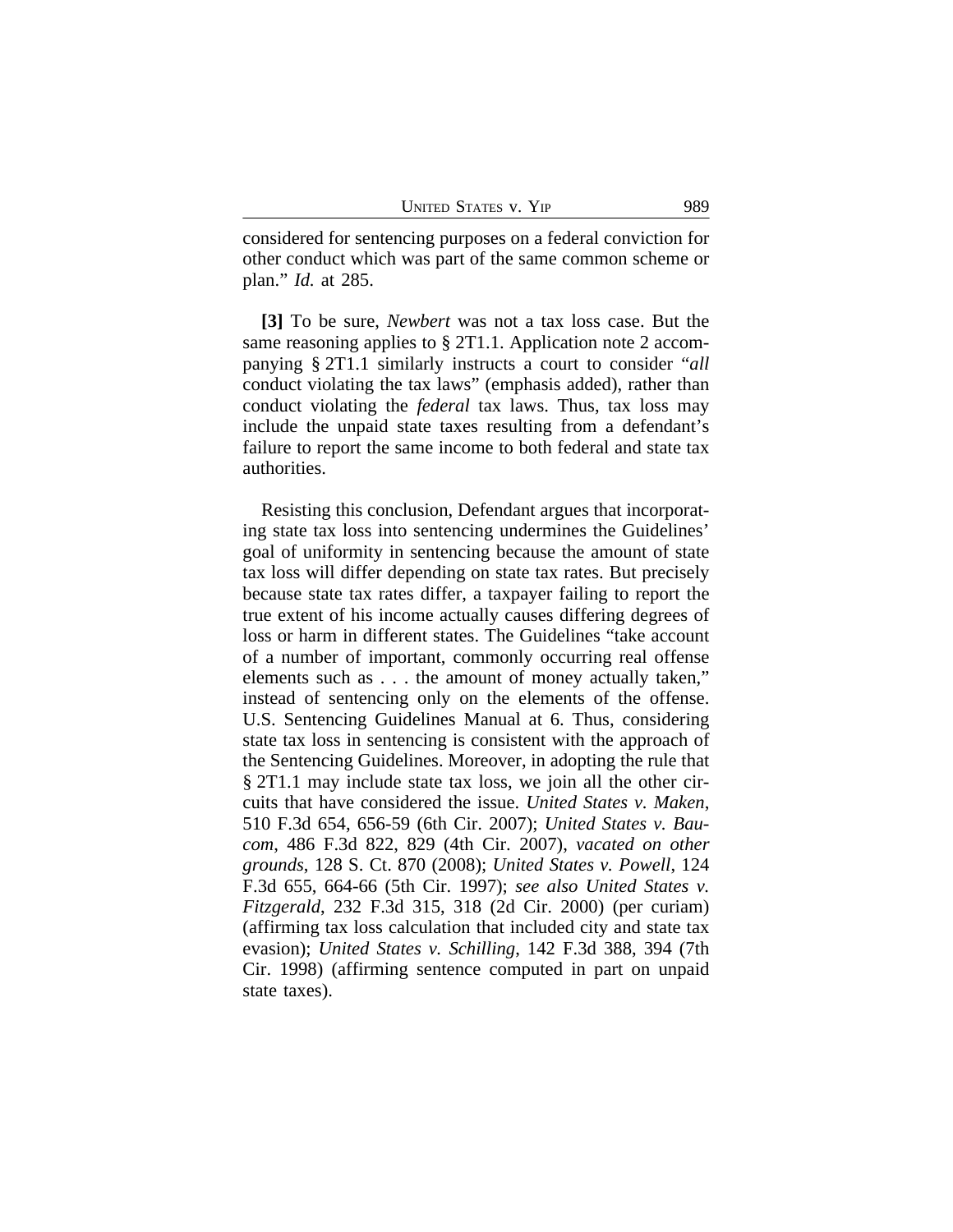considered for sentencing purposes on a federal conviction for other conduct which was part of the same common scheme or plan." *Id.* at 285.

**[3]** To be sure, *Newbert* was not a tax loss case. But the same reasoning applies to § 2T1.1. Application note 2 accompanying § 2T1.1 similarly instructs a court to consider "*all* conduct violating the tax laws" (emphasis added), rather than conduct violating the *federal* tax laws. Thus, tax loss may include the unpaid state taxes resulting from a defendant's failure to report the same income to both federal and state tax authorities.

Resisting this conclusion, Defendant argues that incorporating state tax loss into sentencing undermines the Guidelines' goal of uniformity in sentencing because the amount of state tax loss will differ depending on state tax rates. But precisely because state tax rates differ, a taxpayer failing to report the true extent of his income actually causes differing degrees of loss or harm in different states. The Guidelines "take account of a number of important, commonly occurring real offense elements such as . . . the amount of money actually taken," instead of sentencing only on the elements of the offense. U.S. Sentencing Guidelines Manual at 6. Thus, considering state tax loss in sentencing is consistent with the approach of the Sentencing Guidelines. Moreover, in adopting the rule that § 2T1.1 may include state tax loss, we join all the other circuits that have considered the issue. *United States v. Maken*, 510 F.3d 654, 656-59 (6th Cir. 2007); *United States v. Baucom*, 486 F.3d 822, 829 (4th Cir. 2007), *vacated on other grounds*, 128 S. Ct. 870 (2008); *United States v. Powell*, 124 F.3d 655, 664-66 (5th Cir. 1997); *see also United States v. Fitzgerald*, 232 F.3d 315, 318 (2d Cir. 2000) (per curiam) (affirming tax loss calculation that included city and state tax evasion); *United States v. Schilling*, 142 F.3d 388, 394 (7th Cir. 1998) (affirming sentence computed in part on unpaid state taxes).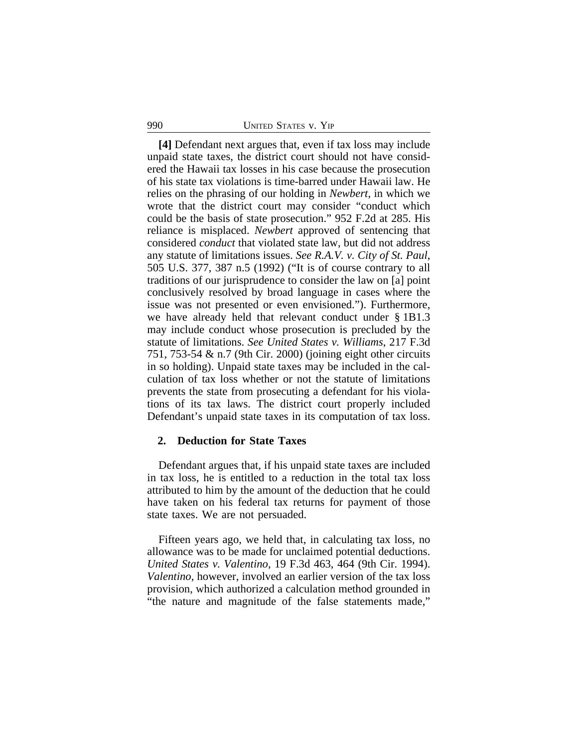**[4]** Defendant next argues that, even if tax loss may include unpaid state taxes, the district court should not have considered the Hawaii tax losses in his case because the prosecution of his state tax violations is time-barred under Hawaii law. He relies on the phrasing of our holding in *Newbert*, in which we wrote that the district court may consider "conduct which could be the basis of state prosecution." 952 F.2d at 285. His reliance is misplaced. *Newbert* approved of sentencing that considered *conduct* that violated state law, but did not address any statute of limitations issues. *See R.A.V. v. City of St. Paul*, 505 U.S. 377, 387 n.5 (1992) ("It is of course contrary to all traditions of our jurisprudence to consider the law on [a] point conclusively resolved by broad language in cases where the issue was not presented or even envisioned."). Furthermore, we have already held that relevant conduct under § 1B1.3 may include conduct whose prosecution is precluded by the statute of limitations. *See United States v. Williams*, 217 F.3d 751, 753-54 & n.7 (9th Cir. 2000) (joining eight other circuits in so holding). Unpaid state taxes may be included in the calculation of tax loss whether or not the statute of limitations prevents the state from prosecuting a defendant for his violations of its tax laws. The district court properly included Defendant's unpaid state taxes in its computation of tax loss.

### 2. Deduction for State Taxes

Defendant argues that, if his unpaid state taxes are included in tax loss, he is entitled to a reduction in the total tax loss attributed to him by the amount of the deduction that he could have taken on his federal tax returns for payment of those state taxes. We are not persuaded.

Fifteen years ago, we held that, in calculating tax loss, no allowance was to be made for unclaimed potential deductions. *United States v. Valentino*, 19 F.3d 463, 464 (9th Cir. 1994). *Valentino*, however, involved an earlier version of the tax loss provision, which authorized a calculation method grounded in "the nature and magnitude of the false statements made,"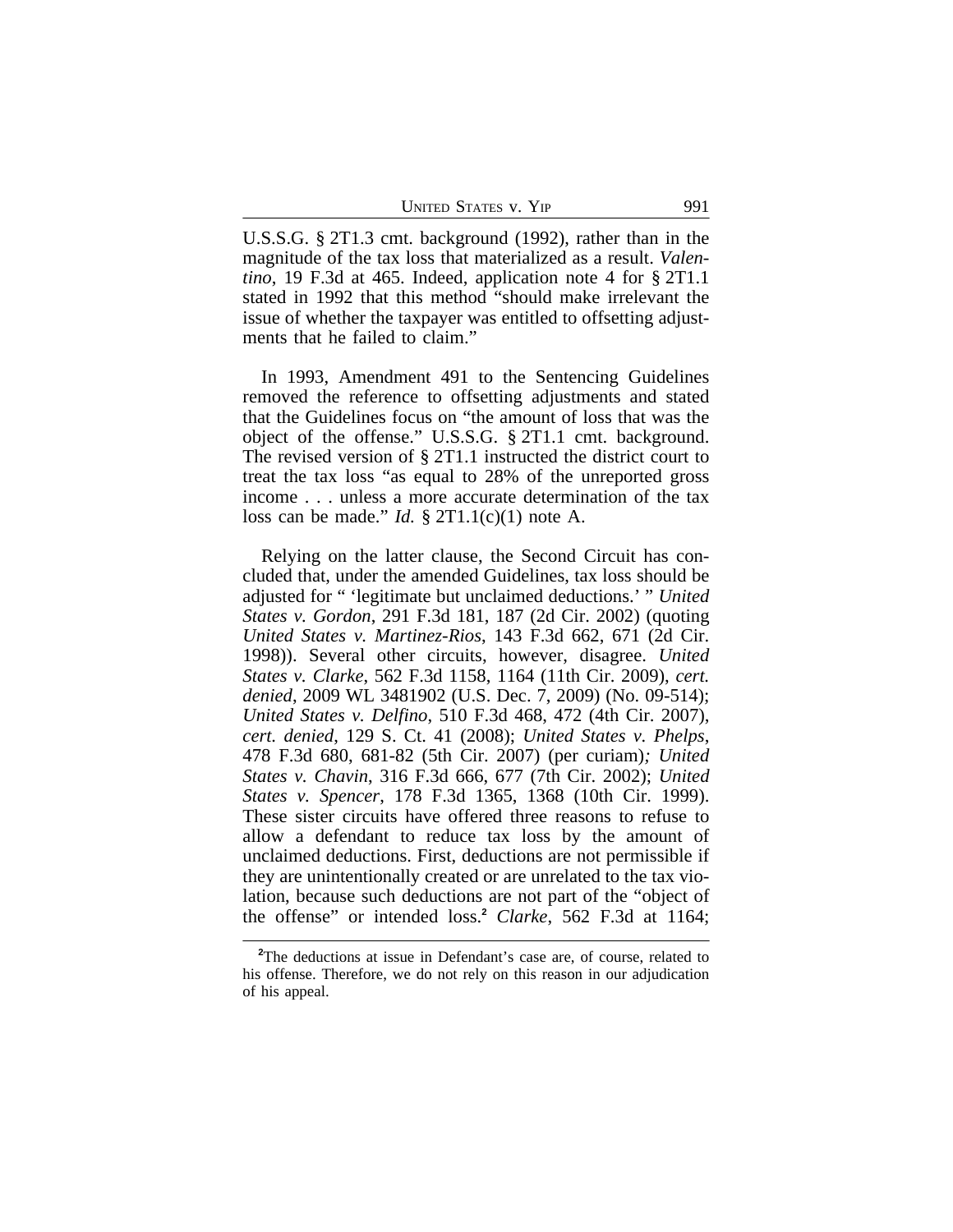U.S.S.G. § 2T1.3 cmt. background (1992), rather than in the magnitude of the tax loss that materialized as a result. *Valentino*, 19 F.3d at 465. Indeed, application note 4 for § 2T1.1 stated in 1992 that this method "should make irrelevant the issue of whether the taxpayer was entitled to offsetting adjustments that he failed to claim."

In 1993, Amendment 491 to the Sentencing Guidelines removed the reference to offsetting adjustments and stated that the Guidelines focus on "the amount of loss that was the object of the offense." U.S.S.G. § 2T1.1 cmt. background. The revised version of § 2T1.1 instructed the district court to treat the tax loss "as equal to 28% of the unreported gross income . . . unless a more accurate determination of the tax loss can be made." *Id.* § 2T1.1(c)(1) note A.

Relying on the latter clause, the Second Circuit has concluded that, under the amended Guidelines, tax loss should be adjusted for " 'legitimate but unclaimed deductions.' " *United States v. Gordon*, 291 F.3d 181, 187 (2d Cir. 2002) (quoting *United States v. Martinez-Rios*, 143 F.3d 662, 671 (2d Cir. 1998)). Several other circuits, however, disagree. *United States v. Clarke*, 562 F.3d 1158, 1164 (11th Cir. 2009), *cert. denied*, 2009 WL 3481902 (U.S. Dec. 7, 2009) (No. 09-514); *United States v. Delfino*, 510 F.3d 468, 472 (4th Cir. 2007), *cert. denied*, 129 S. Ct. 41 (2008); *United States v. Phelps*, 478 F.3d 680, 681-82 (5th Cir. 2007) (per curiam); *United States v. Chavin*, 316 F.3d 666, 677 (7th Cir. 2002); *United States v. Spencer*, 178 F.3d 1365, 1368 (10th Cir. 1999). These sister circuits have offered three reasons to refuse to allow a defendant to reduce tax loss by the amount of unclaimed deductions. First, deductions are not permissible if they are unintentionally created or are unrelated to the tax violation, because such deductions are not part of the "object of the offense" or intended loss.[2] *Clarke*, 562 F.3d at 1164;

[2] The deductions at issue in Defendant's case are, of course, related to his offense. Therefore, we do not rely on this reason in our adjudication of his appeal.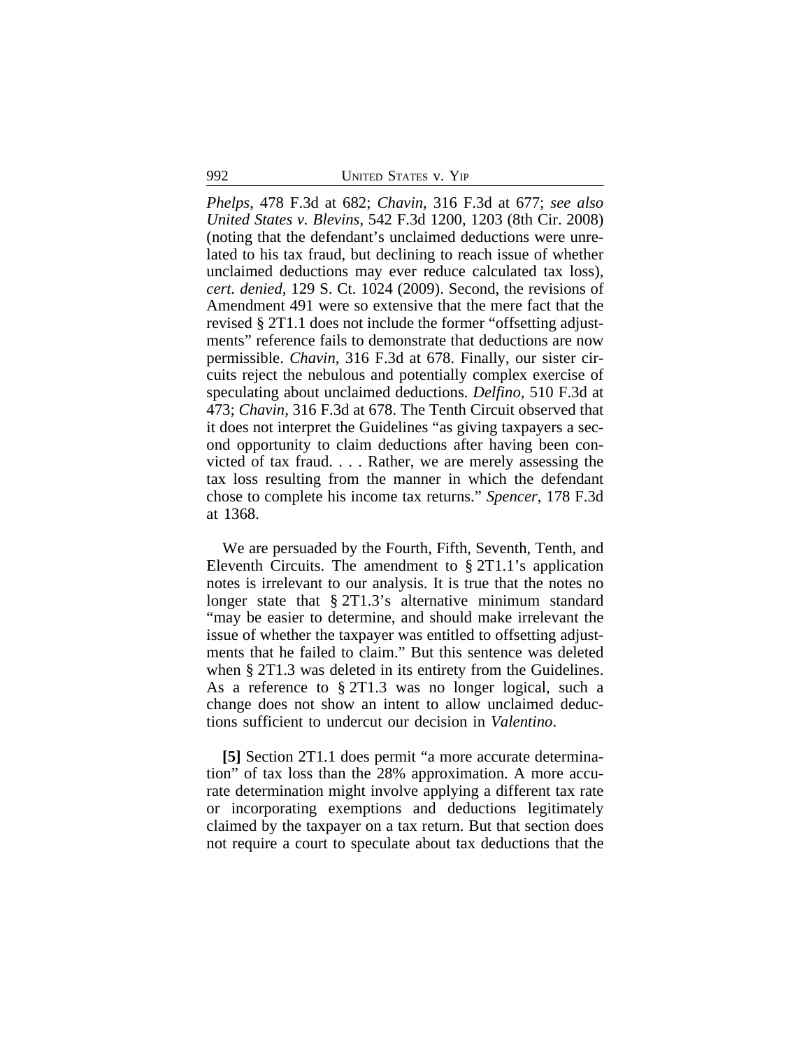*Phelps*, 478 F.3d at 682; *Chavin*, 316 F.3d at 677; *see also United States v. Blevins*, 542 F.3d 1200, 1203 (8th Cir. 2008) (noting that the defendant's unclaimed deductions were unrelated to his tax fraud, but declining to reach issue of whether unclaimed deductions may ever reduce calculated tax loss), *cert. denied*, 129 S. Ct. 1024 (2009). Second, the revisions of Amendment 491 were so extensive that the mere fact that the revised § 2T1.1 does not include the former "offsetting adjustments" reference fails to demonstrate that deductions are now permissible. *Chavin*, 316 F.3d at 678. Finally, our sister circuits reject the nebulous and potentially complex exercise of speculating about unclaimed deductions. *Delfino*, 510 F.3d at 473; *Chavin*, 316 F.3d at 678. The Tenth Circuit observed that it does not interpret the Guidelines "as giving taxpayers a second opportunity to claim deductions after having been convicted of tax fraud. . . . Rather, we are merely assessing the tax loss resulting from the manner in which the defendant chose to complete his income tax returns." *Spencer*, 178 F.3d at 1368.

We are persuaded by the Fourth, Fifth, Seventh, Tenth, and Eleventh Circuits. The amendment to § 2T1.1's application notes is irrelevant to our analysis. It is true that the notes no longer state that § 2T1.3's alternative minimum standard "may be easier to determine, and should make irrelevant the issue of whether the taxpayer was entitled to offsetting adjustments that he failed to claim." But this sentence was deleted when § 2T1.3 was deleted in its entirety from the Guidelines. As a reference to § 2T1.3 was no longer logical, such a change does not show an intent to allow unclaimed deductions sufficient to undercut our decision in *Valentino*.

**[5]** Section 2T1.1 does permit "a more accurate determination" of tax loss than the 28% approximation. A more accurate determination might involve applying a different tax rate or incorporating exemptions and deductions legitimately claimed by the taxpayer on a tax return. But that section does not require a court to speculate about tax deductions that the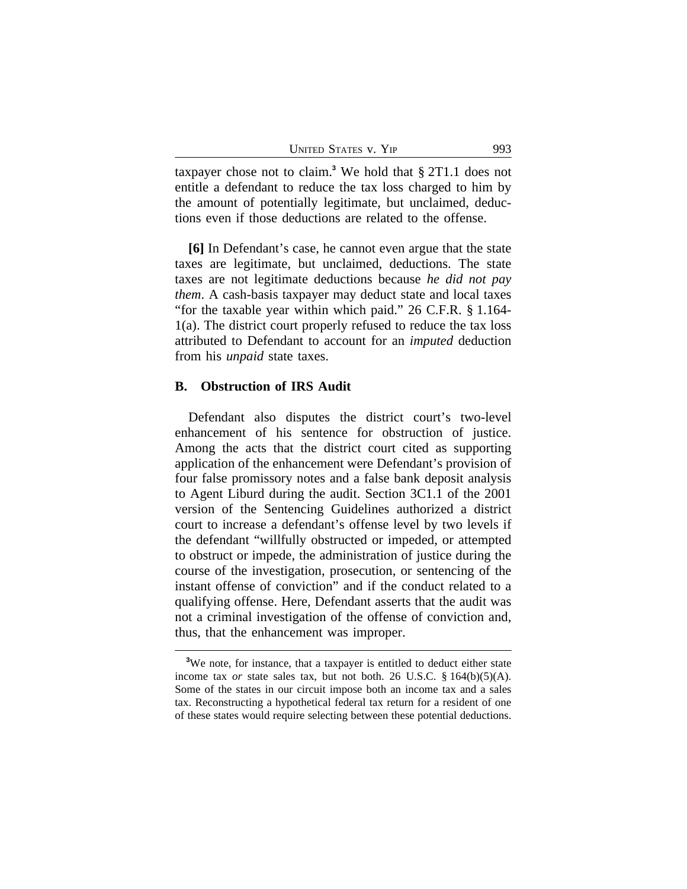taxpayer chose not to claim.[3] We hold that § 2T1.1 does not entitle a defendant to reduce the tax loss charged to him by the amount of potentially legitimate, but unclaimed, deductions even if those deductions are related to the offense.

**[6]** In Defendant's case, he cannot even argue that the state taxes are legitimate, but unclaimed, deductions. The state taxes are not legitimate deductions because *he did not pay them*. A cash-basis taxpayer may deduct state and local taxes "for the taxable year within which paid." 26 C.F.R. § 1.164-1(a). The district court properly refused to reduce the tax loss attributed to Defendant to account for an *imputed* deduction from his *unpaid* state taxes.

## B. Obstruction of IRS Audit

Defendant also disputes the district court's two-level enhancement of his sentence for obstruction of justice. Among the acts that the district court cited as supporting application of the enhancement were Defendant's provision of four false promissory notes and a false bank deposit analysis to Agent Liburd during the audit. Section 3C1.1 of the 2001 version of the Sentencing Guidelines authorized a district court to increase a defendant's offense level by two levels if the defendant "willfully obstructed or impeded, or attempted to obstruct or impede, the administration of justice during the course of the investigation, prosecution, or sentencing of the instant offense of conviction" and if the conduct related to a qualifying offense. Here, Defendant asserts that the audit was not a criminal investigation of the offense of conviction and, thus, that the enhancement was improper.

---

[3]We note, for instance, that a taxpayer is entitled to deduct either state income tax *or* state sales tax, but not both. 26 U.S.C. § 164(b)(5)(A). Some of the states in our circuit impose both an income tax and a sales tax. Reconstructing a hypothetical federal tax return for a resident of one of these states would require selecting between these potential deductions.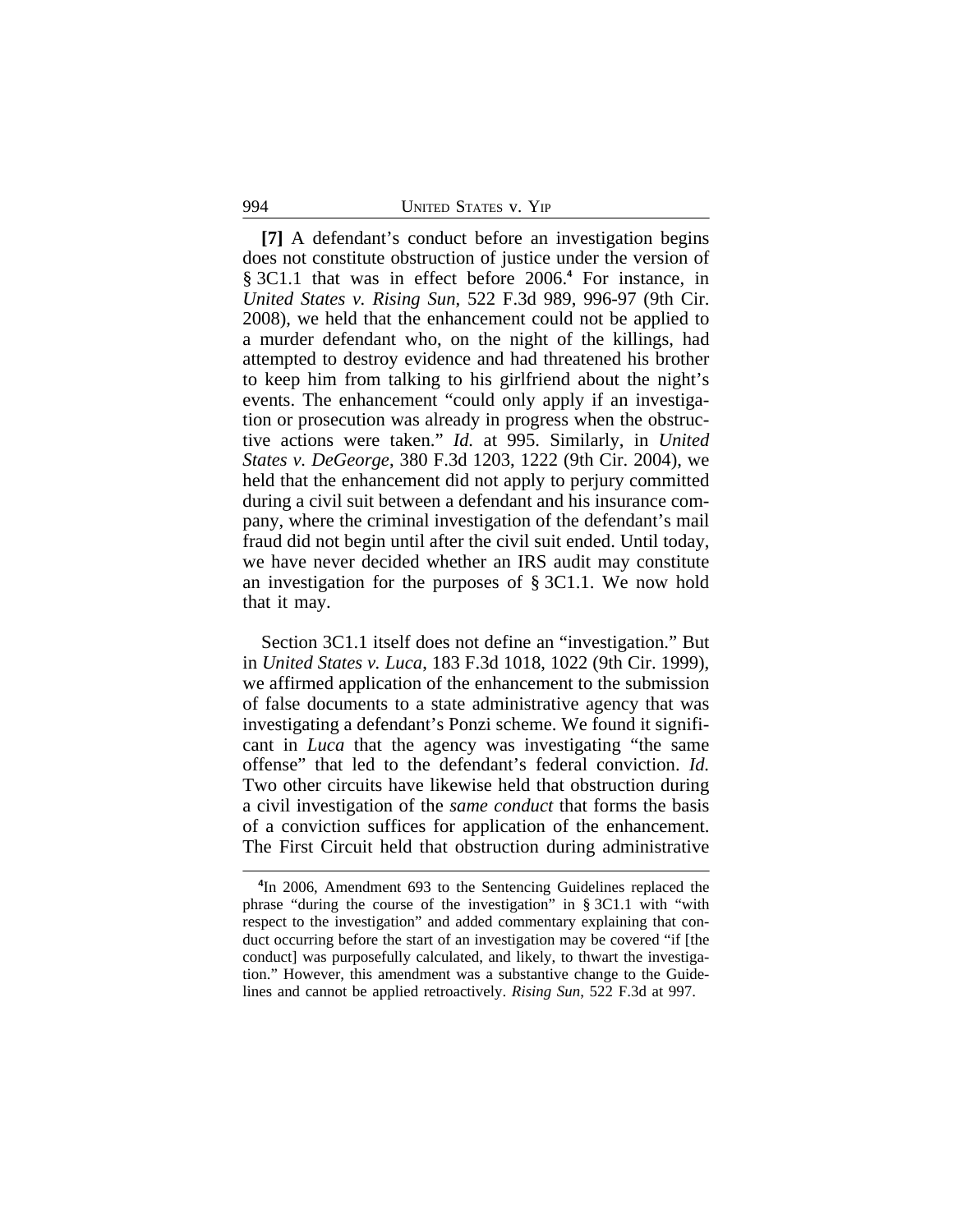**[7]** A defendant's conduct before an investigation begins does not constitute obstruction of justice under the version of § 3C1.1 that was in effect before 2006.[4] For instance, in *United States v. Rising Sun*, 522 F.3d 989, 996-97 (9th Cir. 2008), we held that the enhancement could not be applied to a murder defendant who, on the night of the killings, had attempted to destroy evidence and had threatened his brother to keep him from talking to his girlfriend about the night's events. The enhancement "could only apply if an investigation or prosecution was already in progress when the obstructive actions were taken." *Id.* at 995. Similarly, in *United States v. DeGeorge*, 380 F.3d 1203, 1222 (9th Cir. 2004), we held that the enhancement did not apply to perjury committed during a civil suit between a defendant and his insurance company, where the criminal investigation of the defendant's mail fraud did not begin until after the civil suit ended. Until today, we have never decided whether an IRS audit may constitute an investigation for the purposes of § 3C1.1. We now hold that it may.

Section 3C1.1 itself does not define an "investigation." But in *United States v. Luca*, 183 F.3d 1018, 1022 (9th Cir. 1999), we affirmed application of the enhancement to the submission of false documents to a state administrative agency that was investigating a defendant's Ponzi scheme. We found it significant in *Luca* that the agency was investigating "the same offense" that led to the defendant's federal conviction. *Id.* Two other circuits have likewise held that obstruction during a civil investigation of the *same conduct* that forms the basis of a conviction suffices for application of the enhancement. The First Circuit held that obstruction during administrative

[4]In 2006, Amendment 693 to the Sentencing Guidelines replaced the phrase "during the course of the investigation" in § 3C1.1 with "with respect to the investigation" and added commentary explaining that conduct occurring before the start of an investigation may be covered "if [the conduct] was purposefully calculated, and likely, to thwart the investigation." However, this amendment was a substantive change to the Guidelines and cannot be applied retroactively. *Rising Sun*, 522 F.3d at 997.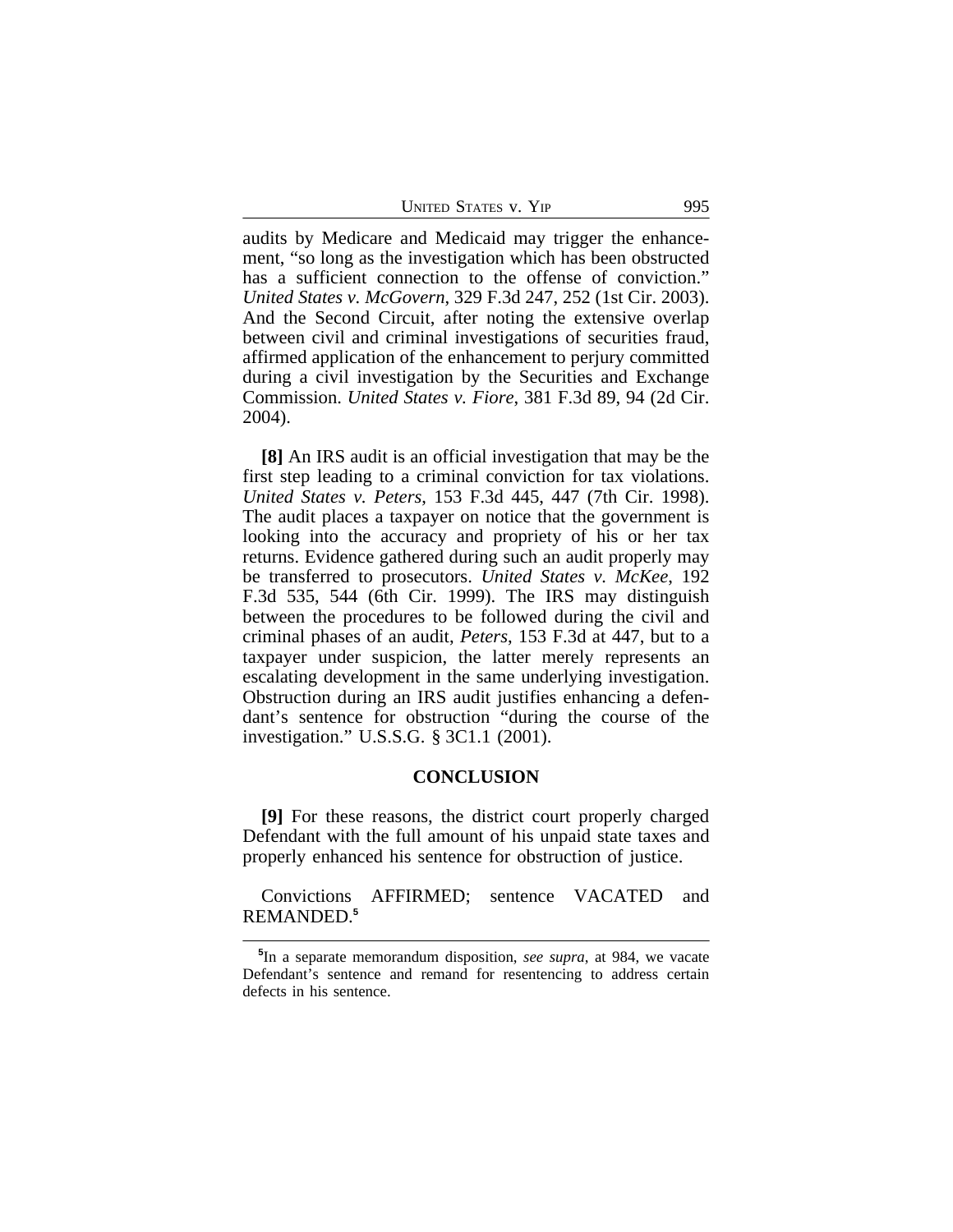audits by Medicare and Medicaid may trigger the enhancement, "so long as the investigation which has been obstructed has a sufficient connection to the offense of conviction." *United States v. McGovern*, 329 F.3d 247, 252 (1st Cir. 2003). And the Second Circuit, after noting the extensive overlap between civil and criminal investigations of securities fraud, affirmed application of the enhancement to perjury committed during a civil investigation by the Securities and Exchange Commission. *United States v. Fiore*, 381 F.3d 89, 94 (2d Cir. 2004).

**[8]** An IRS audit is an official investigation that may be the first step leading to a criminal conviction for tax violations. *United States v. Peters*, 153 F.3d 445, 447 (7th Cir. 1998). The audit places a taxpayer on notice that the government is looking into the accuracy and propriety of his or her tax returns. Evidence gathered during such an audit properly may be transferred to prosecutors. *United States v. McKee*, 192 F.3d 535, 544 (6th Cir. 1999). The IRS may distinguish between the procedures to be followed during the civil and criminal phases of an audit, *Peters*, 153 F.3d at 447, but to a taxpayer under suspicion, the latter merely represents an escalating development in the same underlying investigation. Obstruction during an IRS audit justifies enhancing a defendant's sentence for obstruction "during the course of the investigation." U.S.S.G. § 3C1.1 (2001).

## CONCLUSION

**[9]** For these reasons, the district court properly charged Defendant with the full amount of his unpaid state taxes and properly enhanced his sentence for obstruction of justice.

Convictions AFFIRMED; sentence VACATED and REMANDED.[5]

[5] In a separate memorandum disposition, *see supra*, at 984, we vacate Defendant's sentence and remand for resentencing to address certain defects in his sentence.